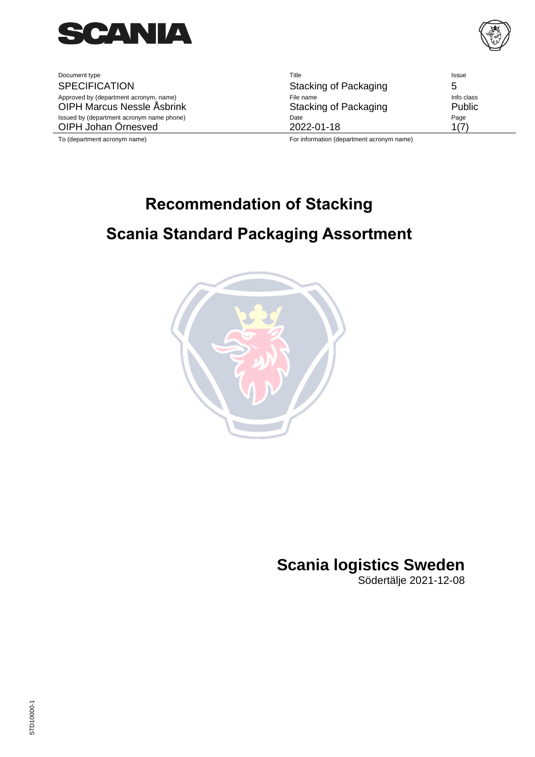| Document type | Title | Issue |
| --- | --- | --- |
| SPECIFICATION | Stacking of Packaging | 5 |
| Approved by (department acronym, name) | File name | Info class |
| OIPH Marcus Nessle Åsbrink | Stacking of Packaging | Public |
| Issued by (department acronym name phone) | Date | Page |
| OIPH Johan Örnesved | 2022-01-18 | 1(7) |
| To (department acronym name) | For information (department acronym name) | |

# Recommendation of Stacking

# Scania Standard Packaging Assortment

**Scania logistics Sweden**

Södertälje 2021-12-08

STD10000-1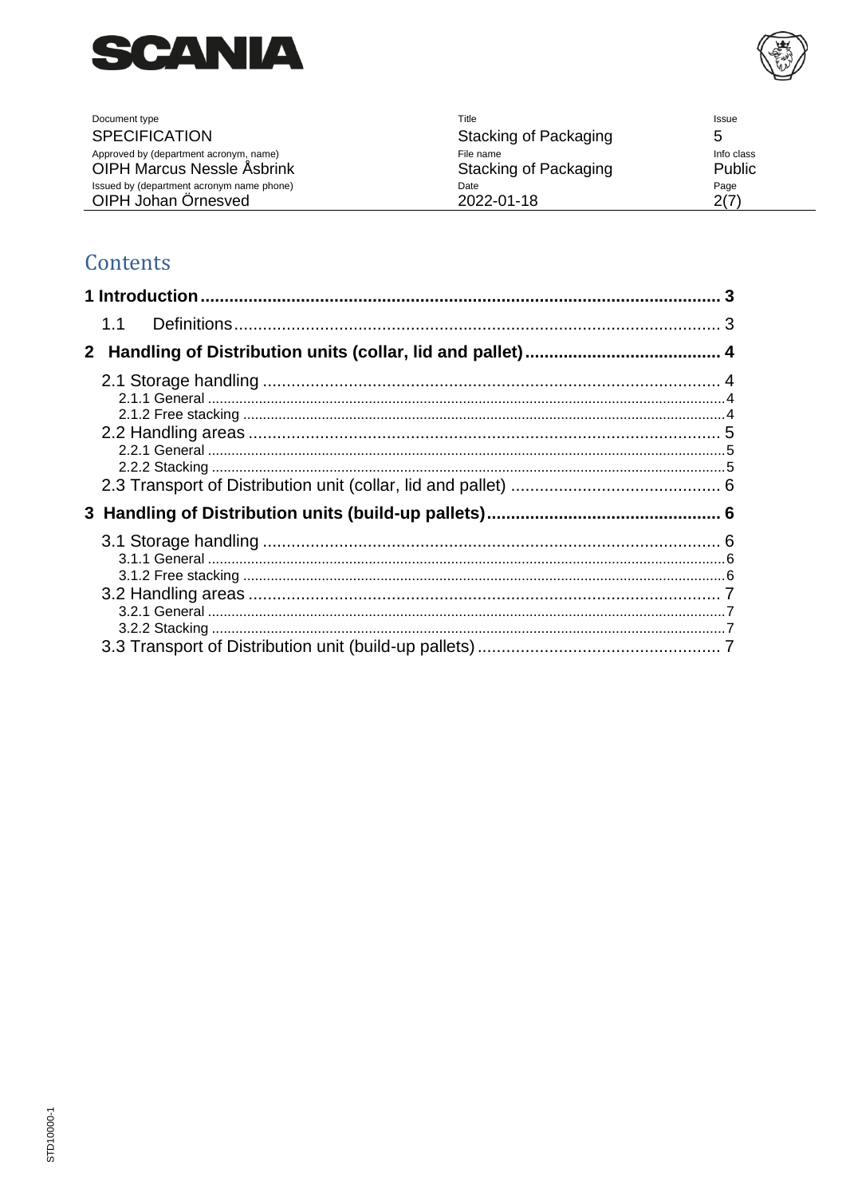# Contents

**1 Introduction ........................................................................................................ 3**

1.1 Definitions ........................................................................................................ 3

**2 Handling of Distribution units (collar, lid and pallet) ........................................ 4**

2.1 Storage handling ................................................................................................ 4

2.1.1 General ........................................................................................................ 4

2.1.2 Free stacking ................................................................................................ 4

2.2 Handling areas .................................................................................................. 5

2.2.1 General ........................................................................................................ 5

2.2.2 Stacking ........................................................................................................ 5

2.3 Transport of Distribution unit (collar, lid and pallet) ........................................... 6

**3 Handling of Distribution units (build-up pallets) ................................................ 6**

3.1 Storage handling ................................................................................................ 6

3.1.1 General ........................................................................................................ 6

3.1.2 Free stacking ................................................................................................ 6

3.2 Handling areas .................................................................................................. 7

3.2.1 General ........................................................................................................ 7

3.2.2 Stacking ........................................................................................................ 7

3.3 Transport of Distribution unit (build-up pallets) .................................................. 7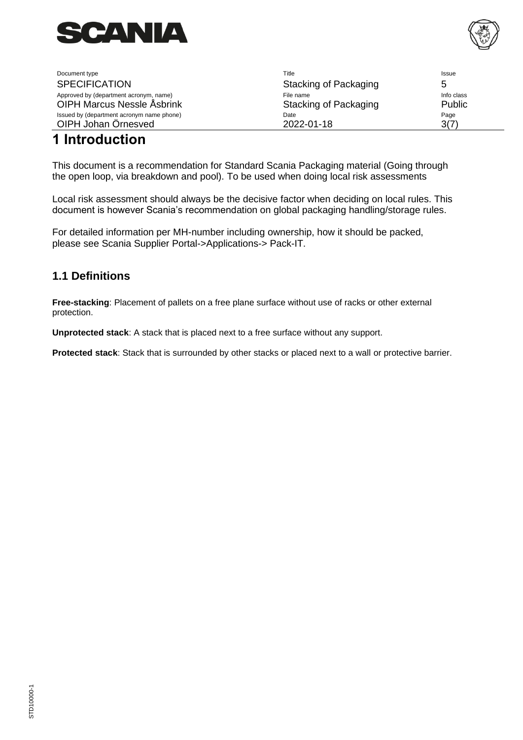# 1 Introduction

This document is a recommendation for Standard Scania Packaging material (Going through the open loop, via breakdown and pool). To be used when doing local risk assessments

Local risk assessment should always be the decisive factor when deciding on local rules. This document is however Scania's recommendation on global packaging handling/storage rules.

For detailed information per MH-number including ownership, how it should be packed, please see Scania Supplier Portal->Applications-> Pack-IT.

## 1.1 Definitions

**Free-stacking**: Placement of pallets on a free plane surface without use of racks or other external protection.

**Unprotected stack**: A stack that is placed next to a free surface without any support.

**Protected stack**: Stack that is surrounded by other stacks or placed next to a wall or protective barrier.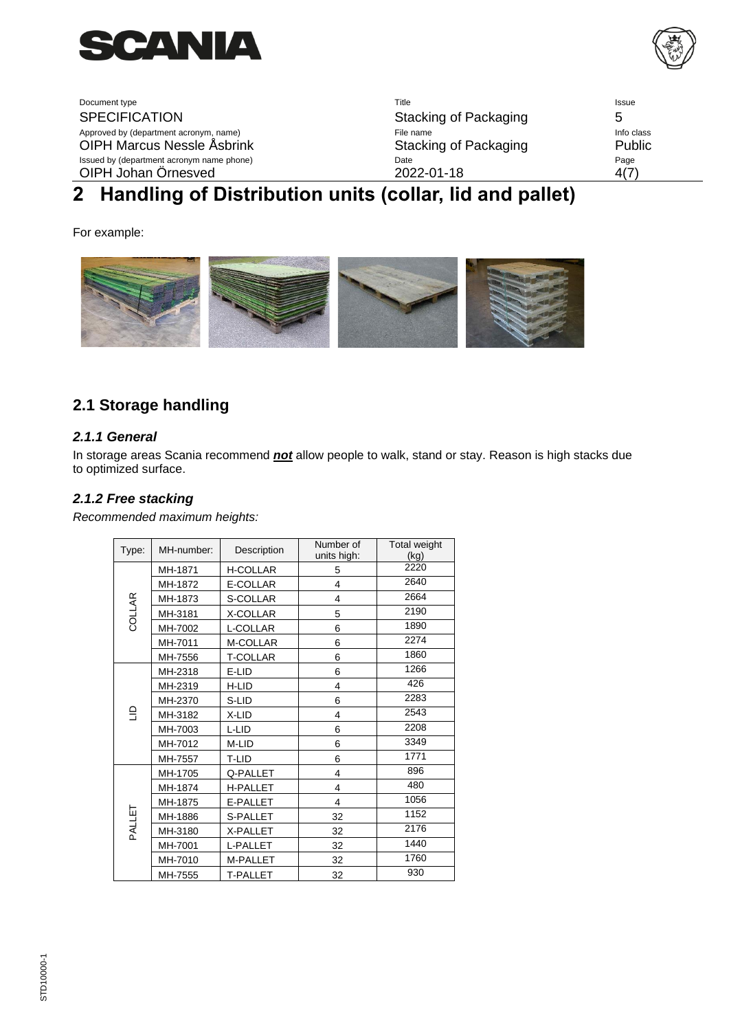# 2 Handling of Distribution units (collar, lid and pallet)

For example:

## 2.1 Storage handling

### *2.1.1 General*

In storage areas Scania recommend ***not*** allow people to walk, stand or stay. Reason is high stacks due to optimized surface.

### *2.1.2 Free stacking*

*Recommended maximum heights:*

| Type: | MH-number: | Description | Number of units high: | Total weight (kg) |
|---|---|---|---|---|
| COLLAR | MH-1871 | H-COLLAR | 5 | 2220 |
| | MH-1872 | E-COLLAR | 4 | 2640 |
| | MH-1873 | S-COLLAR | 4 | 2664 |
| | MH-3181 | X-COLLAR | 5 | 2190 |
| | MH-7002 | L-COLLAR | 6 | 1890 |
| | MH-7011 | M-COLLAR | 6 | 2274 |
| | MH-7556 | T-COLLAR | 6 | 1860 |
| LID | MH-2318 | E-LID | 6 | 1266 |
| | MH-2319 | H-LID | 4 | 426 |
| | MH-2370 | S-LID | 6 | 2283 |
| | MH-3182 | X-LID | 4 | 2543 |
| | MH-7003 | L-LID | 6 | 2208 |
| | MH-7012 | M-LID | 6 | 3349 |
| | MH-7557 | T-LID | 6 | 1771 |
| PALLET | MH-1705 | Q-PALLET | 4 | 896 |
| | MH-1874 | H-PALLET | 4 | 480 |
| | MH-1875 | E-PALLET | 4 | 1056 |
| | MH-1886 | S-PALLET | 32 | 1152 |
| | MH-3180 | X-PALLET | 32 | 2176 |
| | MH-7001 | L-PALLET | 32 | 1440 |
| | MH-7010 | M-PALLET | 32 | 1760 |
| | MH-7555 | T-PALLET | 32 | 930 |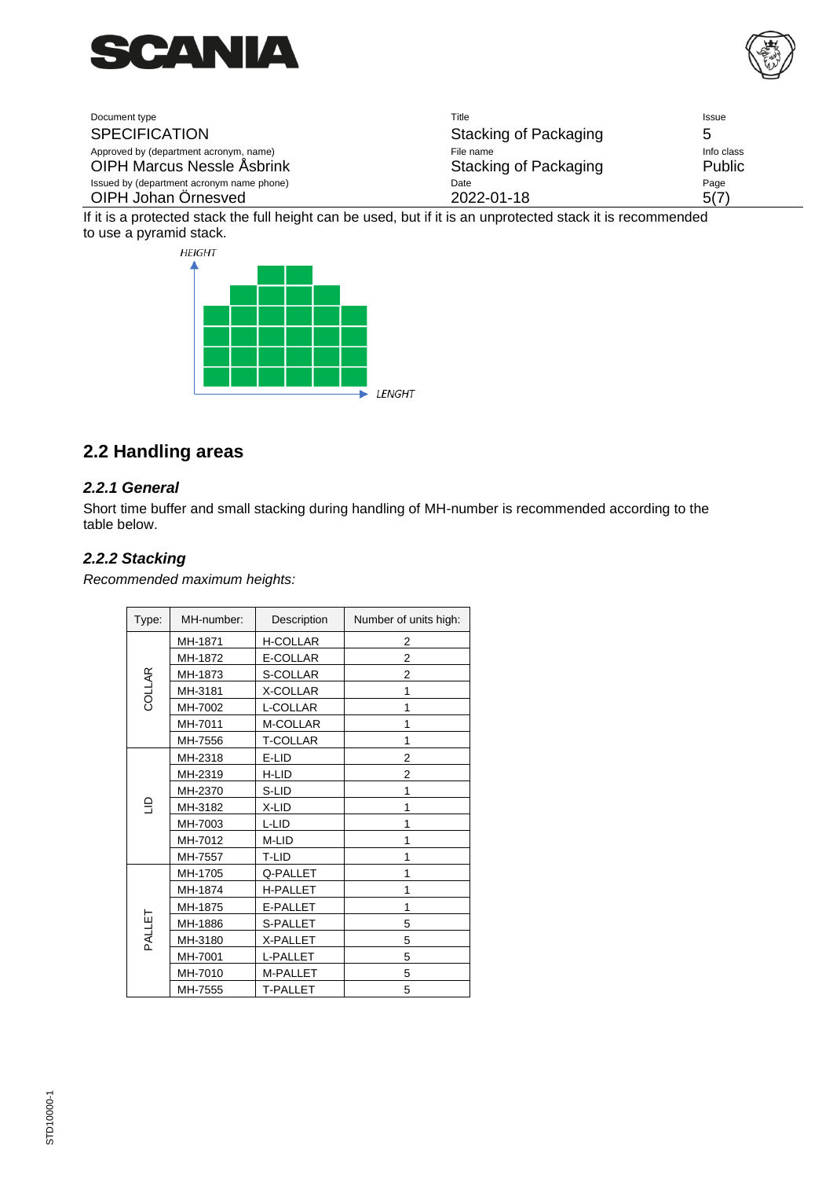If it is a protected stack the full height can be used, but if it is an unprotected stack it is recommended to use a pyramid stack.

HEIGHT

LENGHT

## 2.2 Handling areas

### *2.2.1 General*

Short time buffer and small stacking during handling of MH-number is recommended according to the table below.

### *2.2.2 Stacking*

*Recommended maximum heights:*

| Type: | MH-number: | Description | Number of units high: |
|---|---|---|---|
| COLLAR | MH-1871 | H-COLLAR | 2 |
| | MH-1872 | E-COLLAR | 2 |
| | MH-1873 | S-COLLAR | 2 |
| | MH-3181 | X-COLLAR | 1 |
| | MH-7002 | L-COLLAR | 1 |
| | MH-7011 | M-COLLAR | 1 |
| | MH-7556 | T-COLLAR | 1 |
| LID | MH-2318 | E-LID | 2 |
| | MH-2319 | H-LID | 2 |
| | MH-2370 | S-LID | 1 |
| | MH-3182 | X-LID | 1 |
| | MH-7003 | L-LID | 1 |
| | MH-7012 | M-LID | 1 |
| | MH-7557 | T-LID | 1 |
| PALLET | MH-1705 | Q-PALLET | 1 |
| | MH-1874 | H-PALLET | 1 |
| | MH-1875 | E-PALLET | 1 |
| | MH-1886 | S-PALLET | 5 |
| | MH-3180 | X-PALLET | 5 |
| | MH-7001 | L-PALLET | 5 |
| | MH-7010 | M-PALLET | 5 |
| | MH-7555 | T-PALLET | 5 |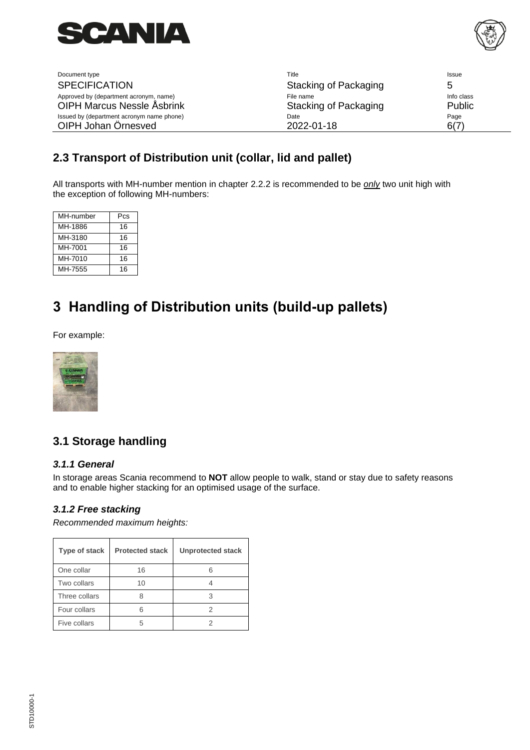## 2.3 Transport of Distribution unit (collar, lid and pallet)

All transports with MH-number mention in chapter 2.2.2 is recommended to be *only* two unit high with the exception of following MH-numbers:

| MH-number | Pcs |
|---|---|
| MH-1886 | 16 |
| MH-3180 | 16 |
| MH-7001 | 16 |
| MH-7010 | 16 |
| MH-7555 | 16 |

# 3 Handling of Distribution units (build-up pallets)

For example:

## 3.1 Storage handling

### *3.1.1 General*

In storage areas Scania recommend to **NOT** allow people to walk, stand or stay due to safety reasons and to enable higher stacking for an optimised usage of the surface.

### *3.1.2 Free stacking*

*Recommended maximum heights:*

| Type of stack | Protected stack | Unprotected stack |
|---|---|---|
| One collar | 16 | 6 |
| Two collars | 10 | 4 |
| Three collars | 8 | 3 |
| Four collars | 6 | 2 |
| Five collars | 5 | 2 |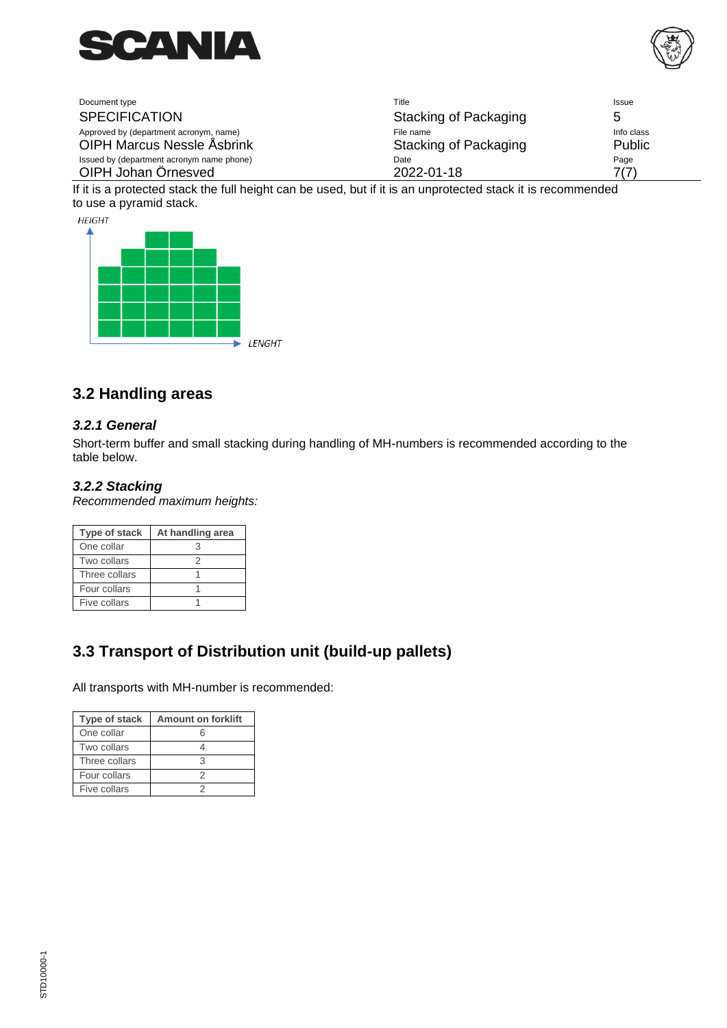If it is a protected stack the full height can be used, but if it is an unprotected stack it is recommended to use a pyramid stack.

HEIGHT

LENGHT

## 3.2 Handling areas

### *3.2.1 General*

Short-term buffer and small stacking during handling of MH-numbers is recommended according to the table below.

### *3.2.2 Stacking*

*Recommended maximum heights:*

| Type of stack | At handling area |
|---|---|
| One collar | 3 |
| Two collars | 2 |
| Three collars | 1 |
| Four collars | 1 |
| Five collars | 1 |

## 3.3 Transport of Distribution unit (build-up pallets)

All transports with MH-number is recommended:

| Type of stack | Amount on forklift |
|---|---|
| One collar | 6 |
| Two collars | 4 |
| Three collars | 3 |
| Four collars | 2 |
| Five collars | 2 |